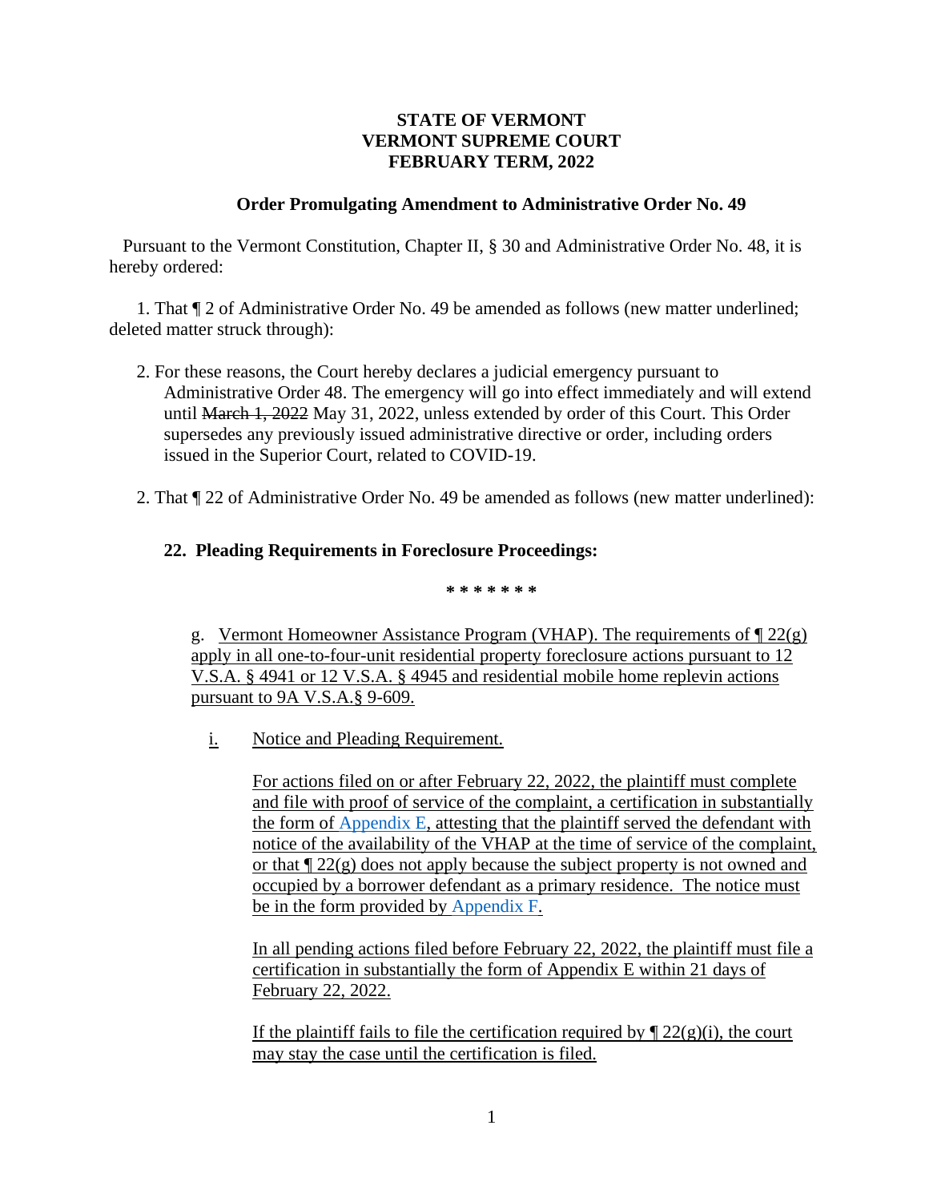**STATE OF VERMONT**
**VERMONT SUPREME COURT**
**FEBRUARY TERM, 2022**

**Order Promulgating Amendment to Administrative Order No. 49**

Pursuant to the Vermont Constitution, Chapter II, § 30 and Administrative Order No. 48, it is hereby ordered:

1. That ¶ 2 of Administrative Order No. 49 be amended as follows (new matter underlined; deleted matter struck through):

> 2. For these reasons, the Court hereby declares a judicial emergency pursuant to Administrative Order 48. The emergency will go into effect immediately and will extend until ~~March 1, 2022~~ May 31, 2022, unless extended by order of this Court. This Order supersedes any previously issued administrative directive or order, including orders issued in the Superior Court, related to COVID-19.

2. That ¶ 22 of Administrative Order No. 49 be amended as follows (new matter underlined):

**22. Pleading Requirements in Foreclosure Proceedings:**

\* \* \* \* \* \* \*

g. <u>Vermont Homeowner Assistance Program (VHAP). The requirements of ¶ 22(g) apply in all one-to-four-unit residential property foreclosure actions pursuant to 12 V.S.A. § 4941 or 12 V.S.A. § 4945 and residential mobile home replevin actions pursuant to 9A V.S.A.§ 9-609.</u>

i. <u>Notice and Pleading Requirement.</u>

<u>For actions filed on or after February 22, 2022, the plaintiff must complete and file with proof of service of the complaint, a certification in substantially the form of Appendix E, attesting that the plaintiff served the defendant with notice of the availability of the VHAP at the time of service of the complaint, or that ¶ 22(g) does not apply because the subject property is not owned and occupied by a borrower defendant as a primary residence. The notice must be in the form provided by Appendix F.</u>

<u>In all pending actions filed before February 22, 2022, the plaintiff must file a certification in substantially the form of Appendix E within 21 days of February 22, 2022.</u>

<u>If the plaintiff fails to file the certification required by ¶ 22(g)(i), the court may stay the case until the certification is filed.</u>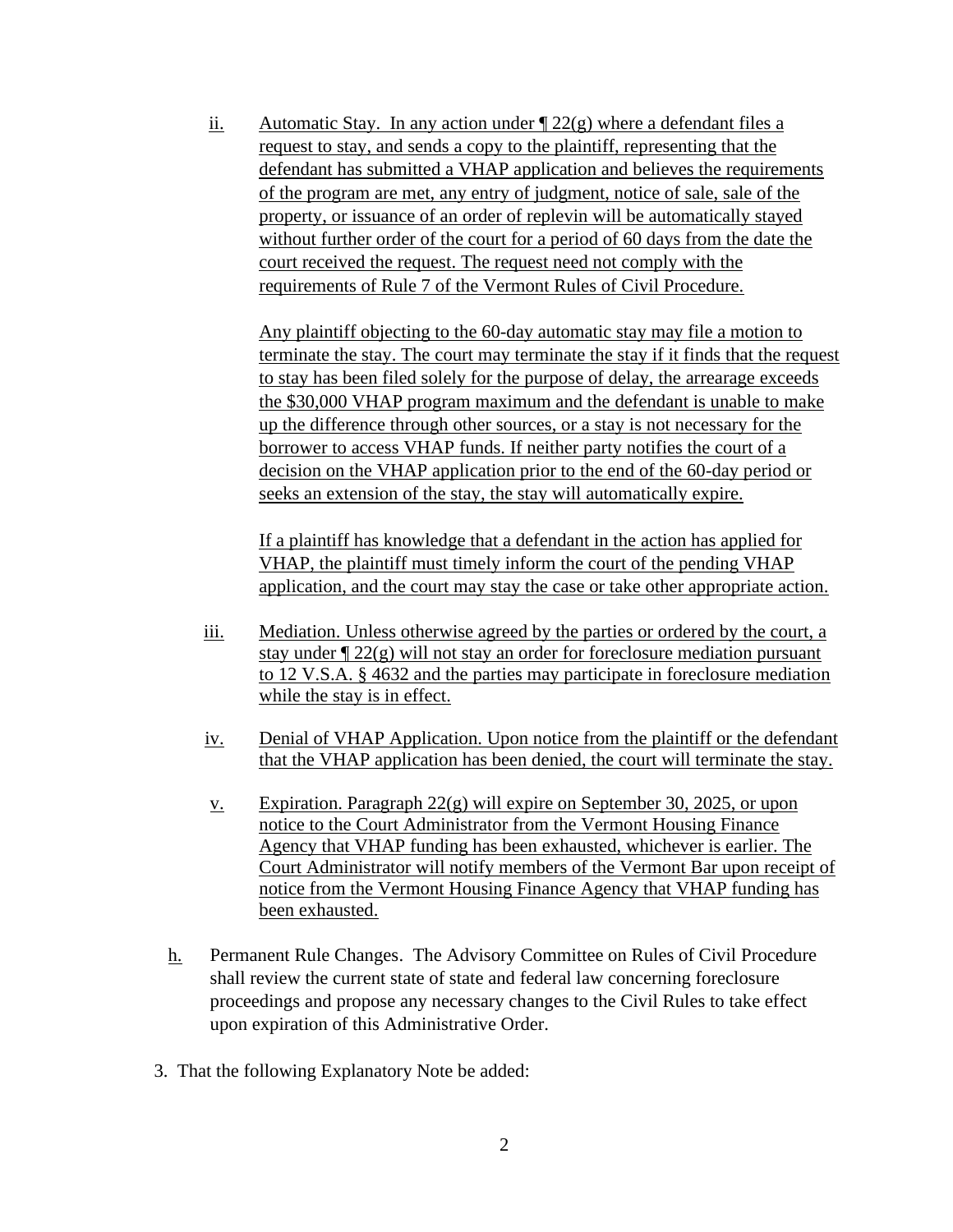ii. Automatic Stay. In any action under ¶ 22(g) where a defendant files a request to stay, and sends a copy to the plaintiff, representing that the defendant has submitted a VHAP application and believes the requirements of the program are met, any entry of judgment, notice of sale, sale of the property, or issuance of an order of replevin will be automatically stayed without further order of the court for a period of 60 days from the date the court received the request. The request need not comply with the requirements of Rule 7 of the Vermont Rules of Civil Procedure.

Any plaintiff objecting to the 60-day automatic stay may file a motion to terminate the stay. The court may terminate the stay if it finds that the request to stay has been filed solely for the purpose of delay, the arrearage exceeds the $30,000 VHAP program maximum and the defendant is unable to make up the difference through other sources, or a stay is not necessary for the borrower to access VHAP funds. If neither party notifies the court of a decision on the VHAP application prior to the end of the 60-day period or seeks an extension of the stay, the stay will automatically expire.

If a plaintiff has knowledge that a defendant in the action has applied for VHAP, the plaintiff must timely inform the court of the pending VHAP application, and the court may stay the case or take other appropriate action.

iii. Mediation. Unless otherwise agreed by the parties or ordered by the court, a stay under ¶ 22(g) will not stay an order for foreclosure mediation pursuant to 12 V.S.A. § 4632 and the parties may participate in foreclosure mediation while the stay is in effect.

iv. Denial of VHAP Application. Upon notice from the plaintiff or the defendant that the VHAP application has been denied, the court will terminate the stay.

v. Expiration. Paragraph 22(g) will expire on September 30, 2025, or upon notice to the Court Administrator from the Vermont Housing Finance Agency that VHAP funding has been exhausted, whichever is earlier. The Court Administrator will notify members of the Vermont Bar upon receipt of notice from the Vermont Housing Finance Agency that VHAP funding has been exhausted.

h. Permanent Rule Changes. The Advisory Committee on Rules of Civil Procedure shall review the current state of state and federal law concerning foreclosure proceedings and propose any necessary changes to the Civil Rules to take effect upon expiration of this Administrative Order.

3. That the following Explanatory Note be added: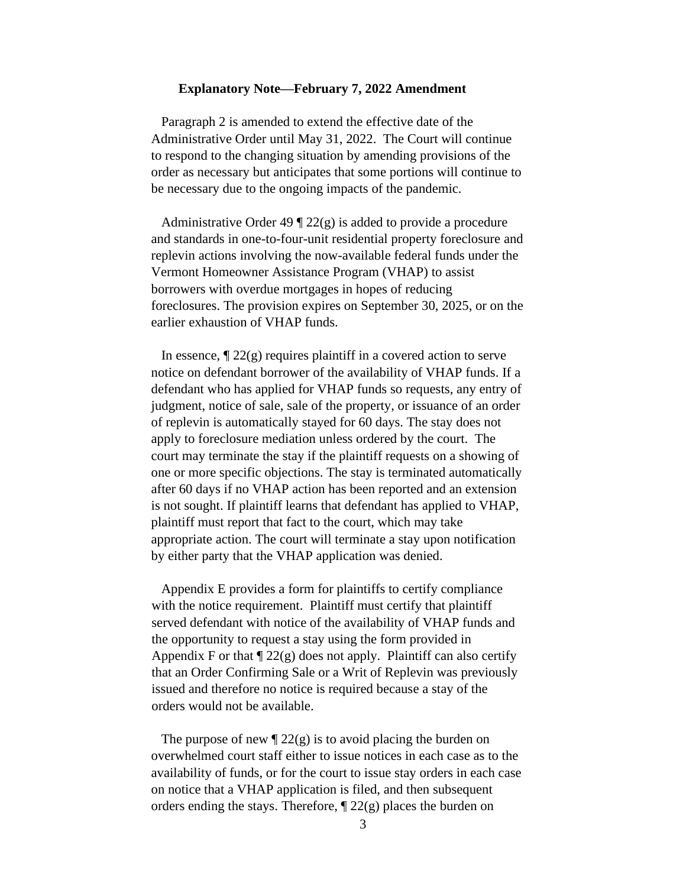**Explanatory Note—February 7, 2022 Amendment**

Paragraph 2 is amended to extend the effective date of the Administrative Order until May 31, 2022. The Court will continue to respond to the changing situation by amending provisions of the order as necessary but anticipates that some portions will continue to be necessary due to the ongoing impacts of the pandemic.

Administrative Order 49 ¶ 22(g) is added to provide a procedure and standards in one-to-four-unit residential property foreclosure and replevin actions involving the now-available federal funds under the Vermont Homeowner Assistance Program (VHAP) to assist borrowers with overdue mortgages in hopes of reducing foreclosures. The provision expires on September 30, 2025, or on the earlier exhaustion of VHAP funds.

In essence, ¶ 22(g) requires plaintiff in a covered action to serve notice on defendant borrower of the availability of VHAP funds. If a defendant who has applied for VHAP funds so requests, any entry of judgment, notice of sale, sale of the property, or issuance of an order of replevin is automatically stayed for 60 days. The stay does not apply to foreclosure mediation unless ordered by the court. The court may terminate the stay if the plaintiff requests on a showing of one or more specific objections. The stay is terminated automatically after 60 days if no VHAP action has been reported and an extension is not sought. If plaintiff learns that defendant has applied to VHAP, plaintiff must report that fact to the court, which may take appropriate action. The court will terminate a stay upon notification by either party that the VHAP application was denied.

Appendix E provides a form for plaintiffs to certify compliance with the notice requirement. Plaintiff must certify that plaintiff served defendant with notice of the availability of VHAP funds and the opportunity to request a stay using the form provided in Appendix F or that ¶ 22(g) does not apply. Plaintiff can also certify that an Order Confirming Sale or a Writ of Replevin was previously issued and therefore no notice is required because a stay of the orders would not be available.

The purpose of new ¶ 22(g) is to avoid placing the burden on overwhelmed court staff either to issue notices in each case as to the availability of funds, or for the court to issue stay orders in each case on notice that a VHAP application is filed, and then subsequent orders ending the stays. Therefore, ¶ 22(g) places the burden on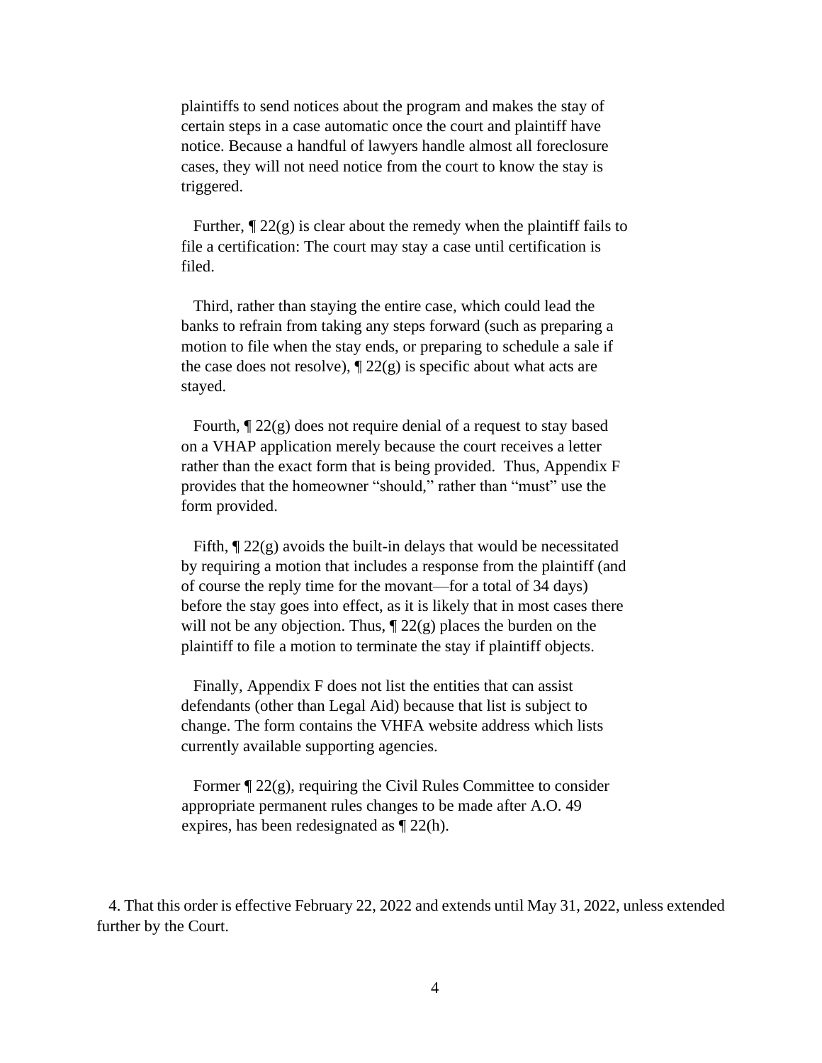plaintiffs to send notices about the program and makes the stay of certain steps in a case automatic once the court and plaintiff have notice. Because a handful of lawyers handle almost all foreclosure cases, they will not need notice from the court to know the stay is triggered.

Further, ¶ 22(g) is clear about the remedy when the plaintiff fails to file a certification: The court may stay a case until certification is filed.

Third, rather than staying the entire case, which could lead the banks to refrain from taking any steps forward (such as preparing a motion to file when the stay ends, or preparing to schedule a sale if the case does not resolve), ¶ 22(g) is specific about what acts are stayed.

Fourth, ¶ 22(g) does not require denial of a request to stay based on a VHAP application merely because the court receives a letter rather than the exact form that is being provided. Thus, Appendix F provides that the homeowner "should," rather than "must" use the form provided.

Fifth, ¶ 22(g) avoids the built-in delays that would be necessitated by requiring a motion that includes a response from the plaintiff (and of course the reply time for the movant—for a total of 34 days) before the stay goes into effect, as it is likely that in most cases there will not be any objection. Thus, ¶ 22(g) places the burden on the plaintiff to file a motion to terminate the stay if plaintiff objects.

Finally, Appendix F does not list the entities that can assist defendants (other than Legal Aid) because that list is subject to change. The form contains the VHFA website address which lists currently available supporting agencies.

Former ¶ 22(g), requiring the Civil Rules Committee to consider appropriate permanent rules changes to be made after A.O. 49 expires, has been redesignated as ¶ 22(h).

4. That this order is effective February 22, 2022 and extends until May 31, 2022, unless extended further by the Court.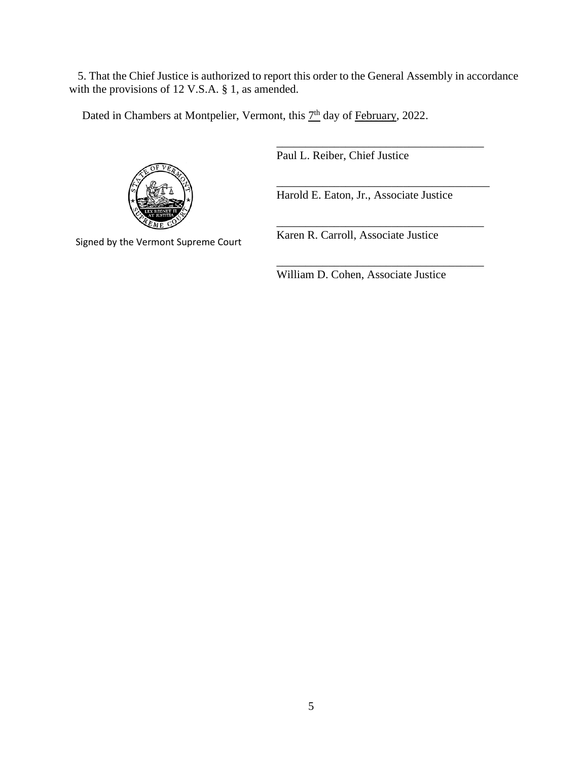5. That the Chief Justice is authorized to report this order to the General Assembly in accordance with the provisions of 12 V.S.A. § 1, as amended.

Dated in Chambers at Montpelier, Vermont, this 7th day of February, 2022.

Signed by the Vermont Supreme Court

\_\_\_\_\_\_\_\_\_\_\_\_\_\_\_\_\_\_\_\_\_\_\_\_\_\_\_\_\_\_\_\_\_\_\_\_
Paul L. Reiber, Chief Justice

\_\_\_\_\_\_\_\_\_\_\_\_\_\_\_\_\_\_\_\_\_\_\_\_\_\_\_\_\_\_\_\_\_\_\_\_
Harold E. Eaton, Jr., Associate Justice

\_\_\_\_\_\_\_\_\_\_\_\_\_\_\_\_\_\_\_\_\_\_\_\_\_\_\_\_\_\_\_\_\_\_\_\_
Karen R. Carroll, Associate Justice

\_\_\_\_\_\_\_\_\_\_\_\_\_\_\_\_\_\_\_\_\_\_\_\_\_\_\_\_\_\_\_\_\_\_\_\_
William D. Cohen, Associate Justice